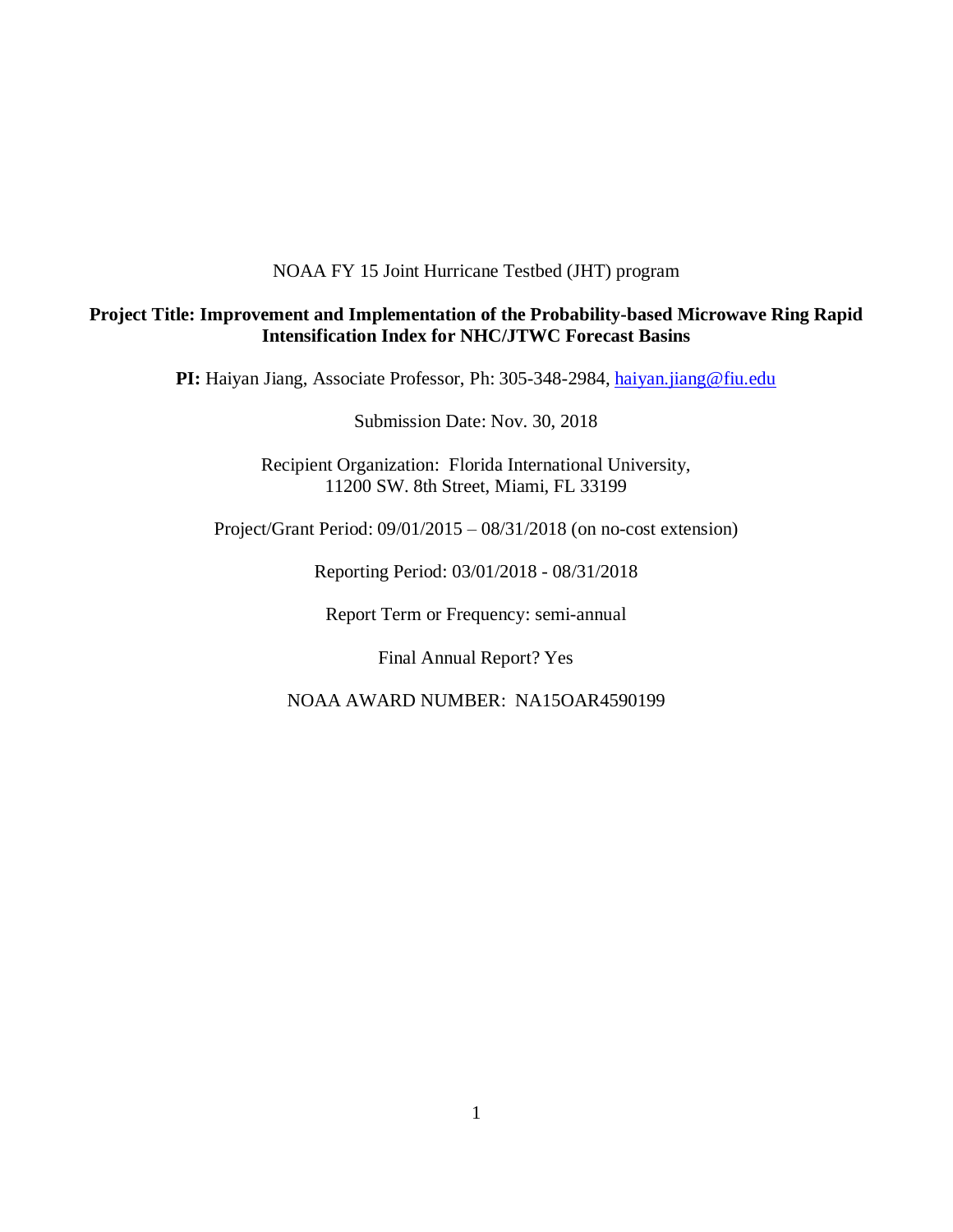NOAA FY 15 Joint Hurricane Testbed (JHT) program

**Project Title: Improvement and Implementation of the Probability-based Microwave Ring Rapid Intensification Index for NHC/JTWC Forecast Basins**

**PI:** Haiyan Jiang, Associate Professor, Ph: 305-348-2984, haiyan.jiang@fiu.edu

Submission Date: Nov. 30, 2018

Recipient Organization: Florida International University, 11200 SW. 8th Street, Miami, FL 33199

Project/Grant Period: 09/01/2015 – 08/31/2018 (on no-cost extension)

Reporting Period: 03/01/2018 - 08/31/2018

Report Term or Frequency: semi-annual

Final Annual Report? Yes

NOAA AWARD NUMBER: NA15OAR4590199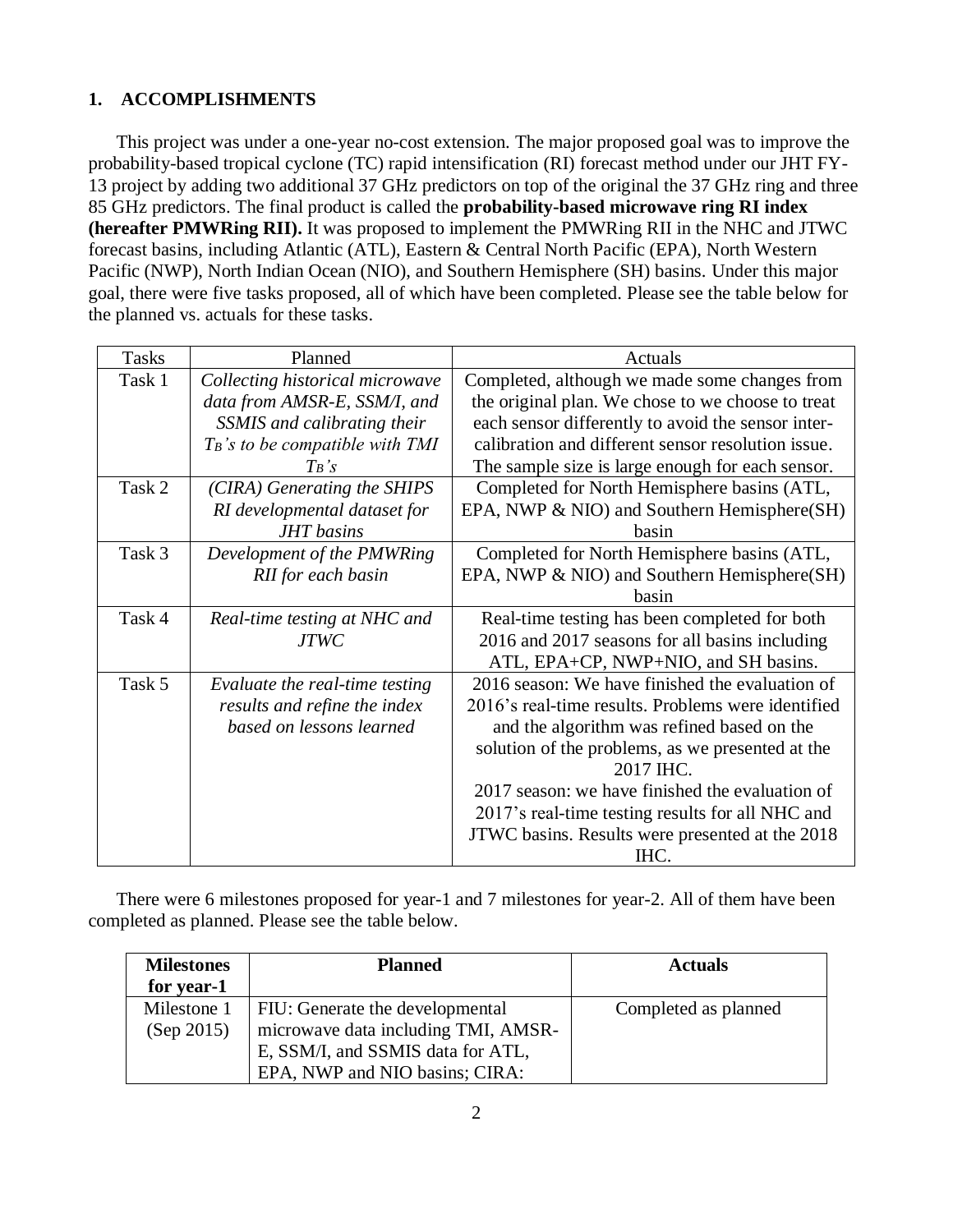## 1. ACCOMPLISHMENTS

This project was under a one-year no-cost extension. The major proposed goal was to improve the probability-based tropical cyclone (TC) rapid intensification (RI) forecast method under our JHT FY-13 project by adding two additional 37 GHz predictors on top of the original the 37 GHz ring and three 85 GHz predictors. The final product is called the **probability-based microwave ring RI index (hereafter PMWRing RII).** It was proposed to implement the PMWRing RII in the NHC and JTWC forecast basins, including Atlantic (ATL), Eastern & Central North Pacific (EPA), North Western Pacific (NWP), North Indian Ocean (NIO), and Southern Hemisphere (SH) basins. Under this major goal, there were five tasks proposed, all of which have been completed. Please see the table below for the planned vs. actuals for these tasks.

| Tasks | Planned | Actuals |
|---|---|---|
| Task 1 | *Collecting historical microwave data from AMSR-E, SSM/I, and SSMIS and calibrating their $T_B$'s to be compatible with TMI $T_B$'s* | Completed, although we made some changes from the original plan. We chose to we choose to treat each sensor differently to avoid the sensor inter-calibration and different sensor resolution issue. The sample size is large enough for each sensor. |
| Task 2 | *(CIRA) Generating the SHIPS RI developmental dataset for JHT basins* | Completed for North Hemisphere basins (ATL, EPA, NWP & NIO) and Southern Hemisphere(SH) basin |
| Task 3 | *Development of the PMWRing RII for each basin* | Completed for North Hemisphere basins (ATL, EPA, NWP & NIO) and Southern Hemisphere(SH) basin |
| Task 4 | *Real-time testing at NHC and JTWC* | Real-time testing has been completed for both 2016 and 2017 seasons for all basins including ATL, EPA+CP, NWP+NIO, and SH basins. |
| Task 5 | *Evaluate the real-time testing results and refine the index based on lessons learned* | 2016 season: We have finished the evaluation of 2016's real-time results. Problems were identified and the algorithm was refined based on the solution of the problems, as we presented at the 2017 IHC.<br>2017 season: we have finished the evaluation of 2017's real-time testing results for all NHC and JTWC basins. Results were presented at the 2018 IHC. |

There were 6 milestones proposed for year-1 and 7 milestones for year-2. All of them have been completed as planned. Please see the table below.

| **Milestones for year-1** | **Planned** | **Actuals** |
|---|---|---|
| Milestone 1 (Sep 2015) | FIU: Generate the developmental microwave data including TMI, AMSR-E, SSM/I, and SSMIS data for ATL, EPA, NWP and NIO basins; CIRA: | Completed as planned |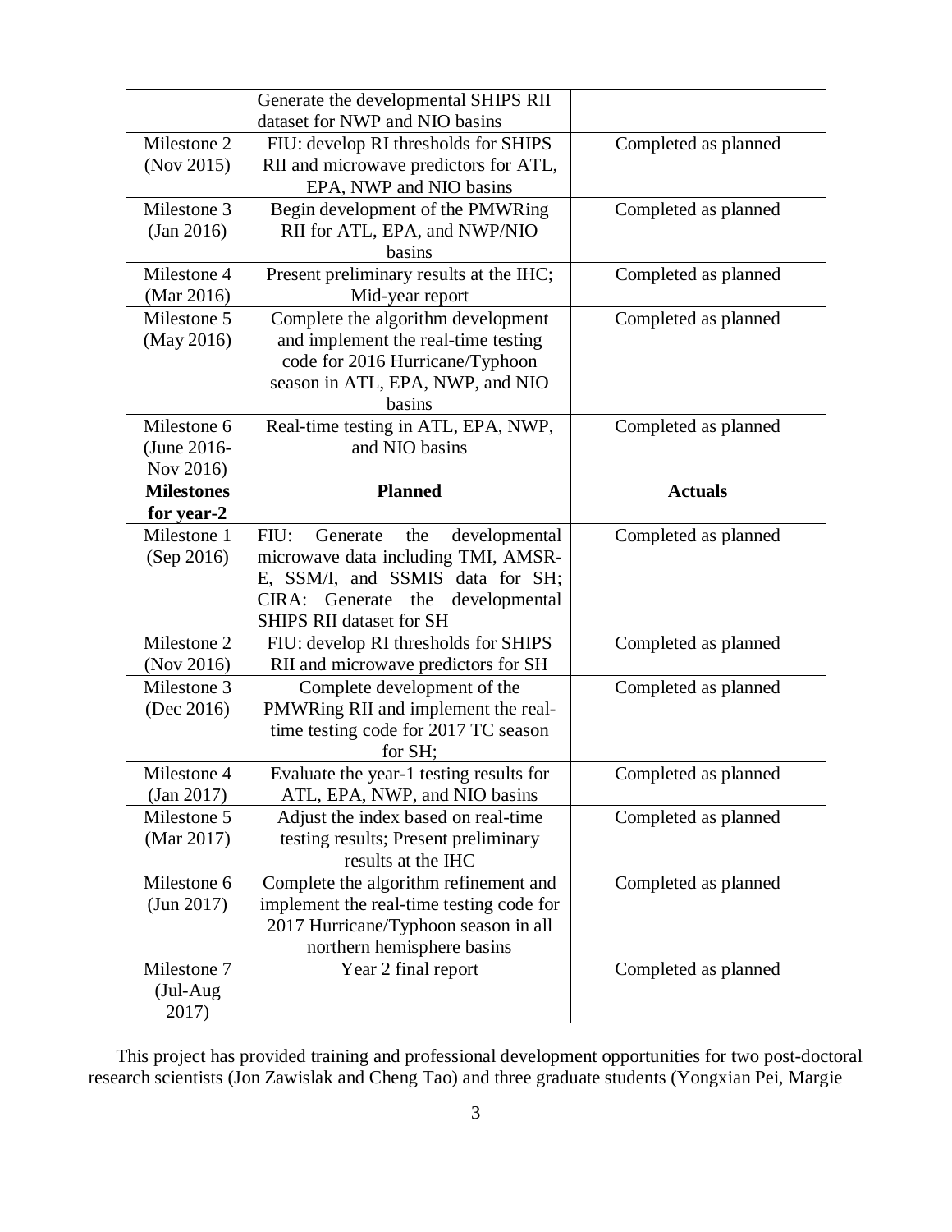| | Generate the developmental SHIPS RII dataset for NWP and NIO basins | |
|---|---|---|
| Milestone 2 (Nov 2015) | FIU: develop RI thresholds for SHIPS RII and microwave predictors for ATL, EPA, NWP and NIO basins | Completed as planned |
| Milestone 3 (Jan 2016) | Begin development of the PMWRing RII for ATL, EPA, and NWP/NIO basins | Completed as planned |
| Milestone 4 (Mar 2016) | Present preliminary results at the IHC; Mid-year report | Completed as planned |
| Milestone 5 (May 2016) | Complete the algorithm development and implement the real-time testing code for 2016 Hurricane/Typhoon season in ATL, EPA, NWP, and NIO basins | Completed as planned |
| Milestone 6 (June 2016-Nov 2016) | Real-time testing in ATL, EPA, NWP, and NIO basins | Completed as planned |
| **Milestones for year-2** | **Planned** | **Actuals** |
| Milestone 1 (Sep 2016) | FIU: Generate the developmental microwave data including TMI, AMSR-E, SSM/I, and SSMIS data for SH; CIRA: Generate the developmental SHIPS RII dataset for SH | Completed as planned |
| Milestone 2 (Nov 2016) | FIU: develop RI thresholds for SHIPS RII and microwave predictors for SH | Completed as planned |
| Milestone 3 (Dec 2016) | Complete development of the PMWRing RII and implement the real-time testing code for 2017 TC season for SH; | Completed as planned |
| Milestone 4 (Jan 2017) | Evaluate the year-1 testing results for ATL, EPA, NWP, and NIO basins | Completed as planned |
| Milestone 5 (Mar 2017) | Adjust the index based on real-time testing results; Present preliminary results at the IHC | Completed as planned |
| Milestone 6 (Jun 2017) | Complete the algorithm refinement and implement the real-time testing code for 2017 Hurricane/Typhoon season in all northern hemisphere basins | Completed as planned |
| Milestone 7 (Jul-Aug 2017) | Year 2 final report | Completed as planned |

This project has provided training and professional development opportunities for two post-doctoral research scientists (Jon Zawislak and Cheng Tao) and three graduate students (Yongxian Pei, Margie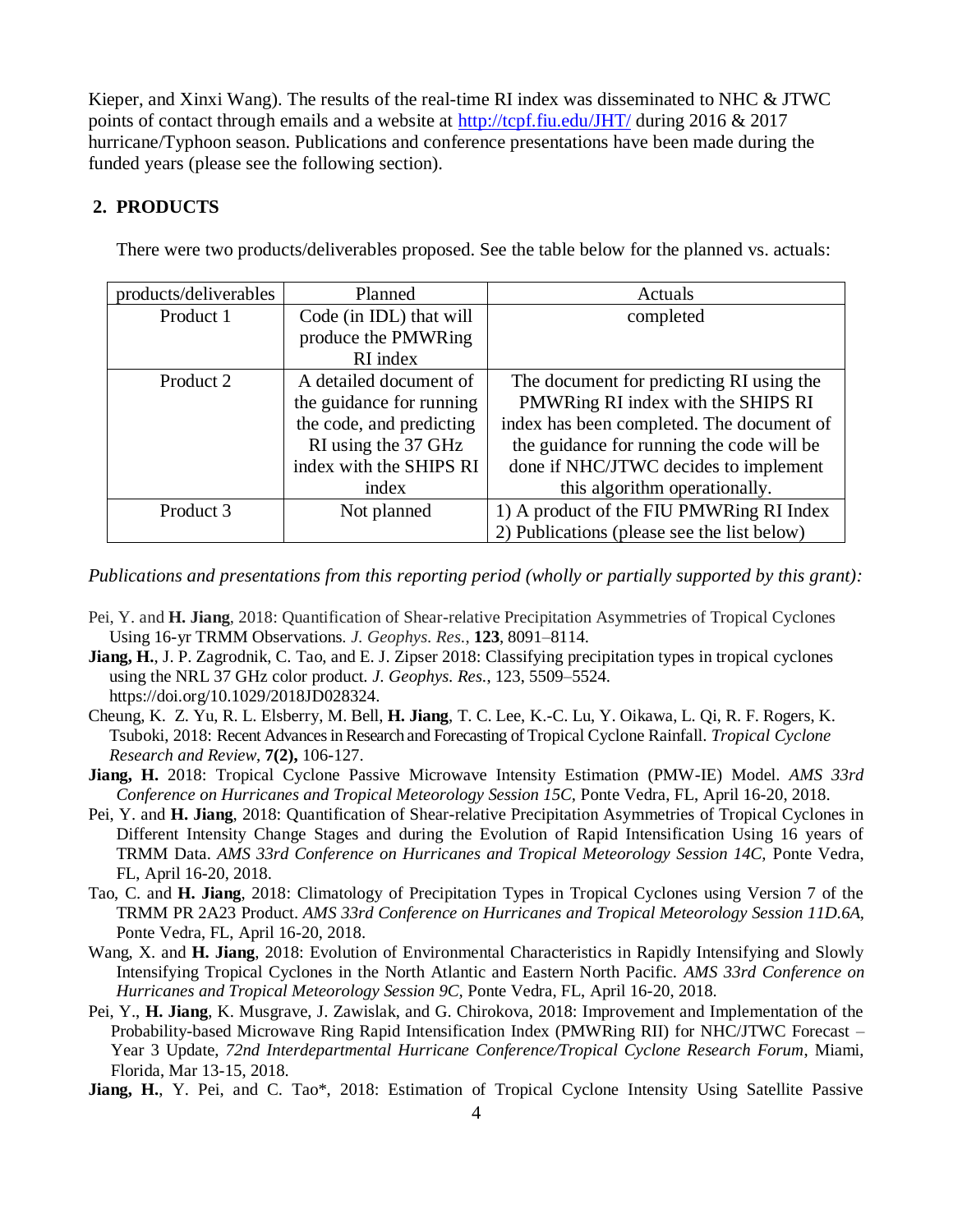Kieper, and Xinxi Wang). The results of the real-time RI index was disseminated to NHC & JTWC points of contact through emails and a website at http://tcpf.fiu.edu/JHT/ during 2016 & 2017 hurricane/Typhoon season. Publications and conference presentations have been made during the funded years (please see the following section).

## 2. PRODUCTS

There were two products/deliverables proposed. See the table below for the planned vs. actuals:

| products/deliverables | Planned | Actuals |
|---|---|---|
| Product 1 | Code (in IDL) that will produce the PMWRing RI index | completed |
| Product 2 | A detailed document of the guidance for running the code, and predicting RI using the 37 GHz index with the SHIPS RI index | The document for predicting RI using the PMWRing RI index with the SHIPS RI index has been completed. The document of the guidance for running the code will be done if NHC/JTWC decides to implement this algorithm operationally. |
| Product 3 | Not planned | 1) A product of the FIU PMWRing RI Index<br>2) Publications (please see the list below) |

*Publications and presentations from this reporting period (wholly or partially supported by this grant):*

Pei, Y. and **H. Jiang**, 2018: Quantification of Shear-relative Precipitation Asymmetries of Tropical Cyclones Using 16-yr TRMM Observations. *J. Geophys. Res.*, **123**, 8091–8114.

**Jiang, H.**, J. P. Zagrodnik, C. Tao, and E. J. Zipser 2018: Classifying precipitation types in tropical cyclones using the NRL 37 GHz color product. *J. Geophys. Res.*, 123, 5509–5524. https://doi.org/10.1029/2018JD028324.

Cheung, K. Z. Yu, R. L. Elsberry, M. Bell, **H. Jiang**, T. C. Lee, K.-C. Lu, Y. Oikawa, L. Qi, R. F. Rogers, K. Tsuboki, 2018: Recent Advances in Research and Forecasting of Tropical Cyclone Rainfall. *Tropical Cyclone Research and Review*, **7(2),** 106-127.

**Jiang, H.** 2018: Tropical Cyclone Passive Microwave Intensity Estimation (PMW-IE) Model. *AMS 33rd Conference on Hurricanes and Tropical Meteorology Session 15C*, Ponte Vedra, FL, April 16-20, 2018.

Pei, Y. and **H. Jiang**, 2018: Quantification of Shear-relative Precipitation Asymmetries of Tropical Cyclones in Different Intensity Change Stages and during the Evolution of Rapid Intensification Using 16 years of TRMM Data. *AMS 33rd Conference on Hurricanes and Tropical Meteorology Session 14C,* Ponte Vedra, FL, April 16-20, 2018.

Tao, C. and **H. Jiang**, 2018: Climatology of Precipitation Types in Tropical Cyclones using Version 7 of the TRMM PR 2A23 Product. *AMS 33rd Conference on Hurricanes and Tropical Meteorology Session 11D.6A,* Ponte Vedra, FL, April 16-20, 2018.

Wang, X. and **H. Jiang**, 2018: Evolution of Environmental Characteristics in Rapidly Intensifying and Slowly Intensifying Tropical Cyclones in the North Atlantic and Eastern North Pacific. *AMS 33rd Conference on Hurricanes and Tropical Meteorology Session 9C,* Ponte Vedra, FL, April 16-20, 2018.

Pei, Y., **H. Jiang**, K. Musgrave, J. Zawislak, and G. Chirokova, 2018: Improvement and Implementation of the Probability-based Microwave Ring Rapid Intensification Index (PMWRing RII) for NHC/JTWC Forecast – Year 3 Update, *72nd Interdepartmental Hurricane Conference/Tropical Cyclone Research Forum*, Miami, Florida, Mar 13-15, 2018.

**Jiang, H.**, Y. Pei, and C. Tao*, 2018: Estimation of Tropical Cyclone Intensity Using Satellite Passive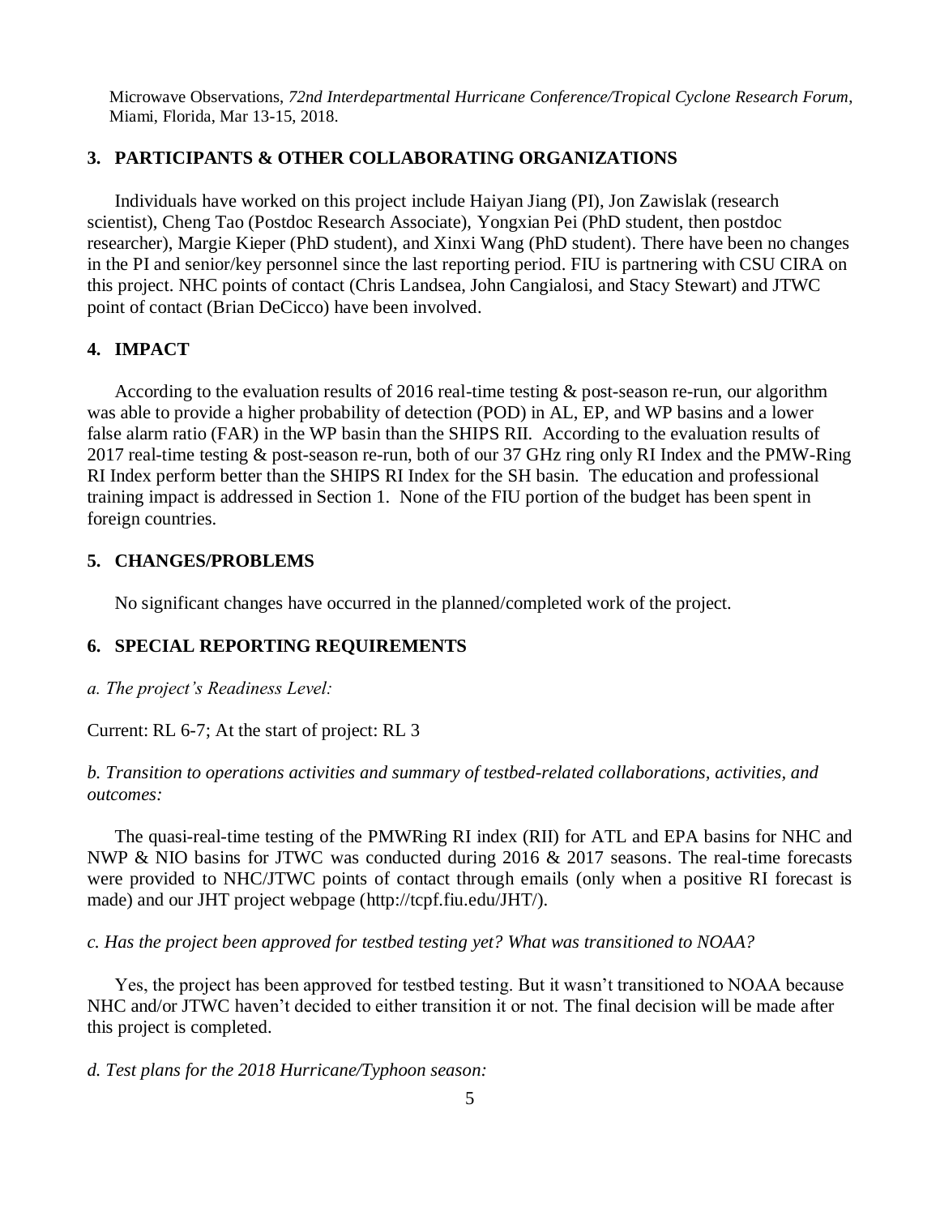Microwave Observations, *72nd Interdepartmental Hurricane Conference/Tropical Cyclone Research Forum*, Miami, Florida, Mar 13-15, 2018.

## 3. PARTICIPANTS & OTHER COLLABORATING ORGANIZATIONS

Individuals have worked on this project include Haiyan Jiang (PI), Jon Zawislak (research scientist), Cheng Tao (Postdoc Research Associate), Yongxian Pei (PhD student, then postdoc researcher), Margie Kieper (PhD student), and Xinxi Wang (PhD student). There have been no changes in the PI and senior/key personnel since the last reporting period. FIU is partnering with CSU CIRA on this project. NHC points of contact (Chris Landsea, John Cangialosi, and Stacy Stewart) and JTWC point of contact (Brian DeCicco) have been involved.

## 4. IMPACT

According to the evaluation results of 2016 real-time testing & post-season re-run, our algorithm was able to provide a higher probability of detection (POD) in AL, EP, and WP basins and a lower false alarm ratio (FAR) in the WP basin than the SHIPS RII. According to the evaluation results of 2017 real-time testing & post-season re-run, both of our 37 GHz ring only RI Index and the PMW-Ring RI Index perform better than the SHIPS RI Index for the SH basin. The education and professional training impact is addressed in Section 1. None of the FIU portion of the budget has been spent in foreign countries.

## 5. CHANGES/PROBLEMS

No significant changes have occurred in the planned/completed work of the project.

## 6. SPECIAL REPORTING REQUIREMENTS

*a. The project's Readiness Level:*

Current: RL 6-7; At the start of project: RL 3

*b. Transition to operations activities and summary of testbed-related collaborations, activities, and outcomes:*

The quasi-real-time testing of the PMWRing RI index (RII) for ATL and EPA basins for NHC and NWP & NIO basins for JTWC was conducted during 2016 & 2017 seasons. The real-time forecasts were provided to NHC/JTWC points of contact through emails (only when a positive RI forecast is made) and our JHT project webpage (http://tcpf.fiu.edu/JHT/).

*c. Has the project been approved for testbed testing yet? What was transitioned to NOAA?*

Yes, the project has been approved for testbed testing. But it wasn't transitioned to NOAA because NHC and/or JTWC haven't decided to either transition it or not. The final decision will be made after this project is completed.

*d. Test plans for the 2018 Hurricane/Typhoon season:*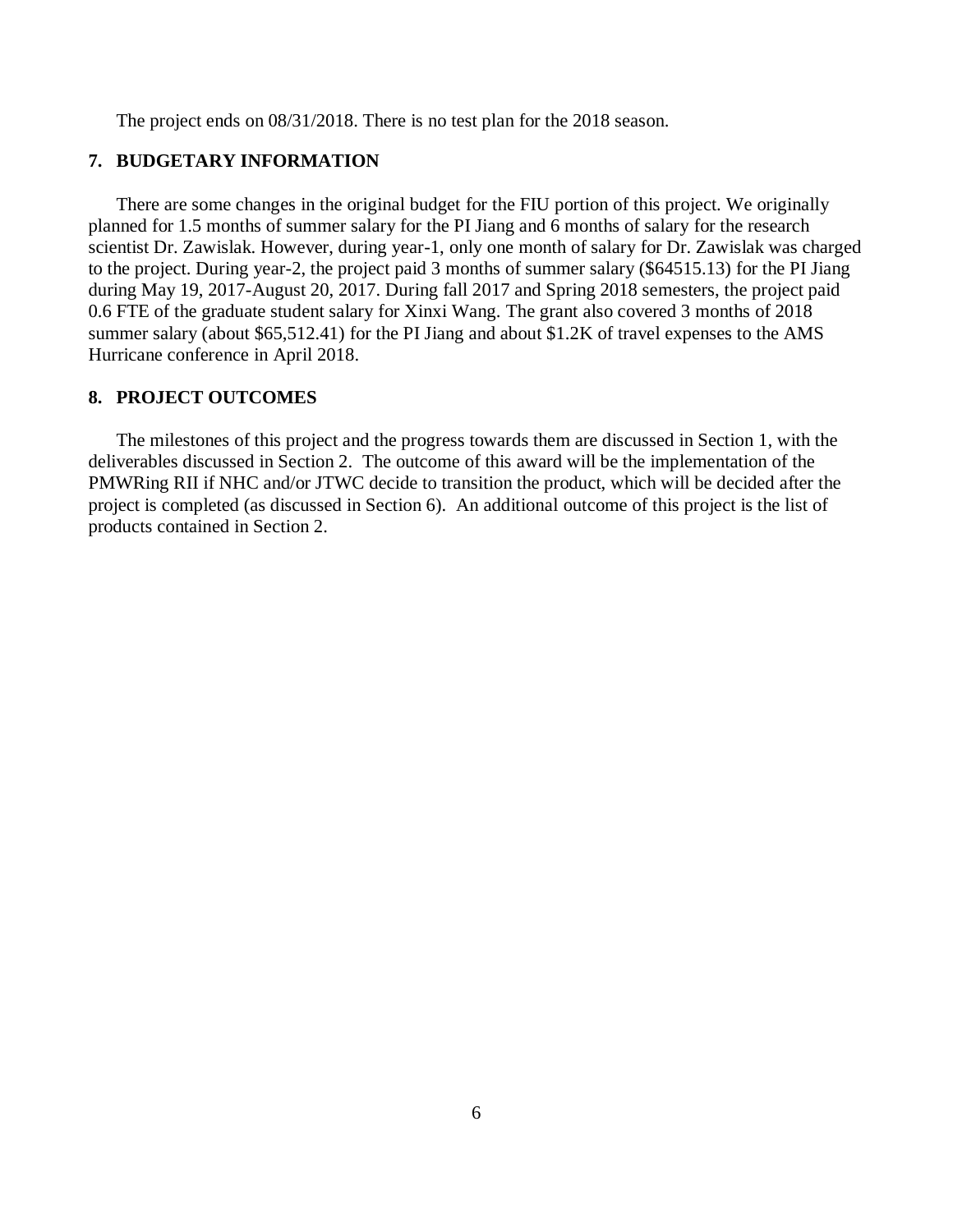The project ends on 08/31/2018. There is no test plan for the 2018 season.

## 7. BUDGETARY INFORMATION

There are some changes in the original budget for the FIU portion of this project. We originally planned for 1.5 months of summer salary for the PI Jiang and 6 months of salary for the research scientist Dr. Zawislak. However, during year-1, only one month of salary for Dr. Zawislak was charged to the project. During year-2, the project paid 3 months of summer salary ($64515.13) for the PI Jiang during May 19, 2017-August 20, 2017. During fall 2017 and Spring 2018 semesters, the project paid 0.6 FTE of the graduate student salary for Xinxi Wang. The grant also covered 3 months of 2018 summer salary (about $65,512.41) for the PI Jiang and about $1.2K of travel expenses to the AMS Hurricane conference in April 2018.

## 8. PROJECT OUTCOMES

The milestones of this project and the progress towards them are discussed in Section 1, with the deliverables discussed in Section 2. The outcome of this award will be the implementation of the PMWRing RII if NHC and/or JTWC decide to transition the product, which will be decided after the project is completed (as discussed in Section 6). An additional outcome of this project is the list of products contained in Section 2.